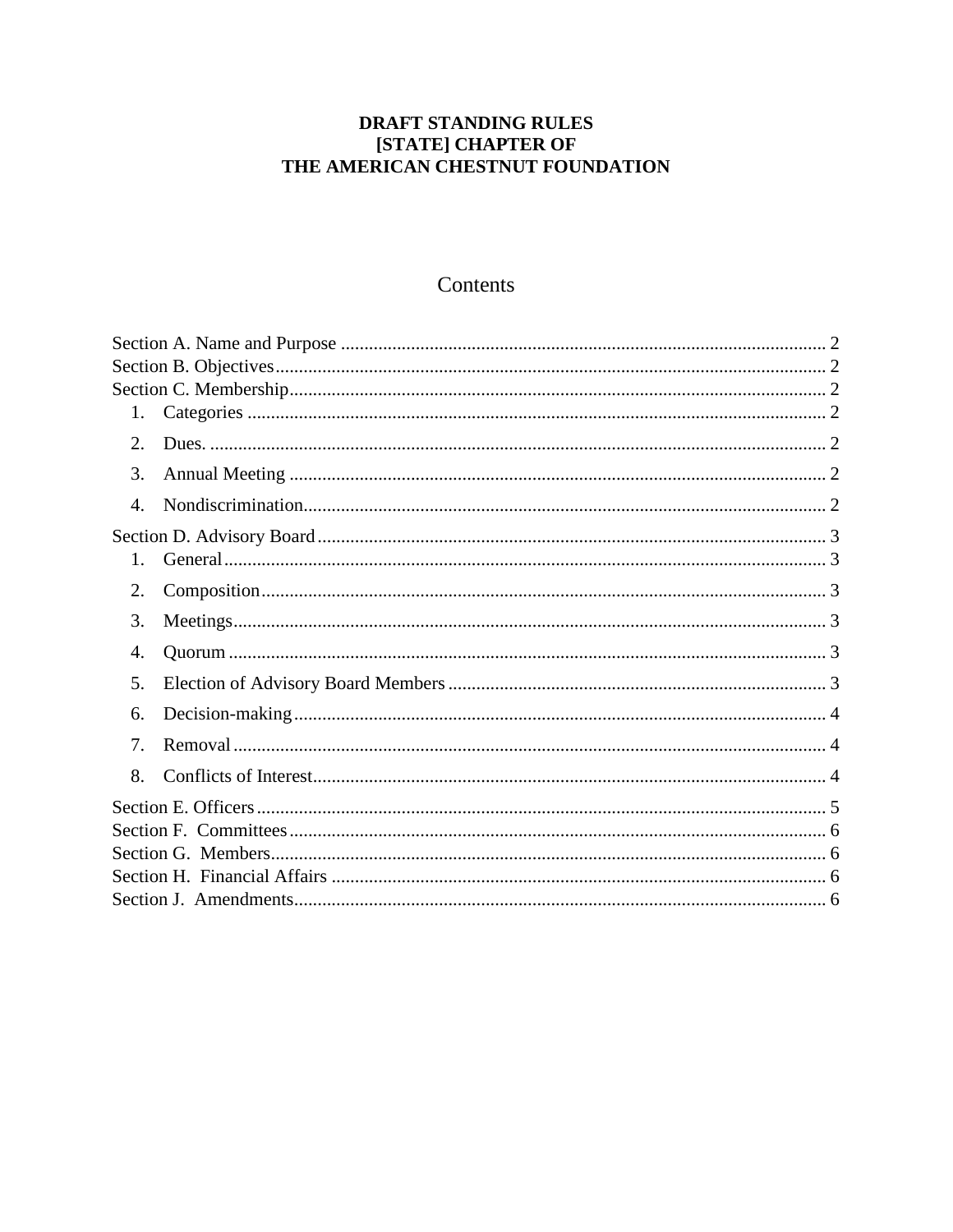**DRAFT STANDING RULES**
**[STATE] CHAPTER OF**
**THE AMERICAN CHESTNUT FOUNDATION**

# Contents

Section A. Name and Purpose ........................................................................................................ 2
Section B. Objectives ..................................................................................................................... 2
Section C. Membership .................................................................................................................. 2
1. Categories ........................................................................................................................... 2
2. Dues. ................................................................................................................................... 2
3. Annual Meeting .................................................................................................................. 2
4. Nondiscrimination .............................................................................................................. 2

Section D. Advisory Board ............................................................................................................ 3
1. General ................................................................................................................................ 3
2. Composition ........................................................................................................................ 3
3. Meetings .............................................................................................................................. 3
4. Quorum ............................................................................................................................... 3
5. Election of Advisory Board Members ................................................................................ 3
6. Decision-making ................................................................................................................. 4
7. Removal .............................................................................................................................. 4
8. Conflicts of Interest ............................................................................................................. 4

Section E. Officers ......................................................................................................................... 5
Section F. Committees ................................................................................................................... 6
Section G. Members ....................................................................................................................... 6
Section H. Financial Affairs .......................................................................................................... 6
Section J. Amendments .................................................................................................................. 6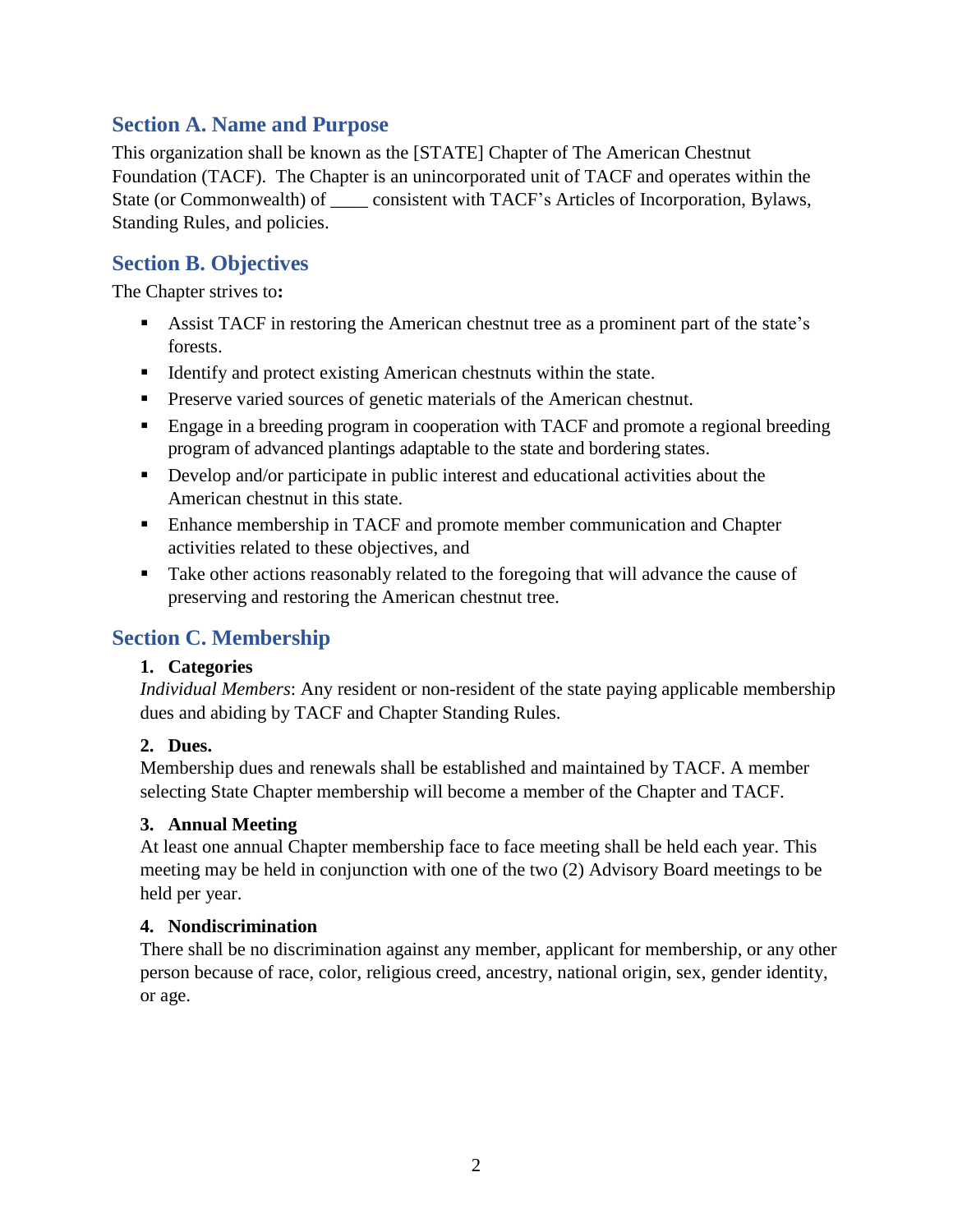## Section A. Name and Purpose

This organization shall be known as the [STATE] Chapter of The American Chestnut Foundation (TACF). The Chapter is an unincorporated unit of TACF and operates within the State (or Commonwealth) of ____ consistent with TACF's Articles of Incorporation, Bylaws, Standing Rules, and policies.

## Section B. Objectives

The Chapter strives to**:**

- Assist TACF in restoring the American chestnut tree as a prominent part of the state's forests.
- Identify and protect existing American chestnuts within the state.
- Preserve varied sources of genetic materials of the American chestnut.
- Engage in a breeding program in cooperation with TACF and promote a regional breeding program of advanced plantings adaptable to the state and bordering states.
- Develop and/or participate in public interest and educational activities about the American chestnut in this state.
- Enhance membership in TACF and promote member communication and Chapter activities related to these objectives, and
- Take other actions reasonably related to the foregoing that will advance the cause of preserving and restoring the American chestnut tree.

## Section C. Membership

**1. Categories**

*Individual Members*: Any resident or non-resident of the state paying applicable membership dues and abiding by TACF and Chapter Standing Rules.

**2. Dues.**

Membership dues and renewals shall be established and maintained by TACF. A member selecting State Chapter membership will become a member of the Chapter and TACF.

**3. Annual Meeting**

At least one annual Chapter membership face to face meeting shall be held each year. This meeting may be held in conjunction with one of the two (2) Advisory Board meetings to be held per year.

**4. Nondiscrimination**

There shall be no discrimination against any member, applicant for membership, or any other person because of race, color, religious creed, ancestry, national origin, sex, gender identity, or age.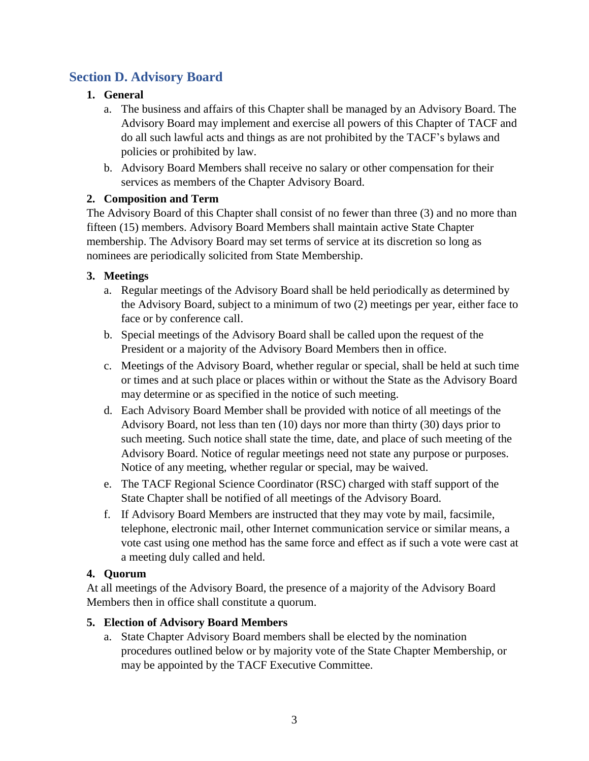## Section D. Advisory Board

1. **General**
   a. The business and affairs of this Chapter shall be managed by an Advisory Board. The Advisory Board may implement and exercise all powers of this Chapter of TACF and do all such lawful acts and things as are not prohibited by the TACF's bylaws and policies or prohibited by law.
   b. Advisory Board Members shall receive no salary or other compensation for their services as members of the Chapter Advisory Board.

2. **Composition and Term**
   The Advisory Board of this Chapter shall consist of no fewer than three (3) and no more than fifteen (15) members. Advisory Board Members shall maintain active State Chapter membership. The Advisory Board may set terms of service at its discretion so long as nominees are periodically solicited from State Membership.

3. **Meetings**
   a. Regular meetings of the Advisory Board shall be held periodically as determined by the Advisory Board, subject to a minimum of two (2) meetings per year, either face to face or by conference call.
   b. Special meetings of the Advisory Board shall be called upon the request of the President or a majority of the Advisory Board Members then in office.
   c. Meetings of the Advisory Board, whether regular or special, shall be held at such time or times and at such place or places within or without the State as the Advisory Board may determine or as specified in the notice of such meeting.
   d. Each Advisory Board Member shall be provided with notice of all meetings of the Advisory Board, not less than ten (10) days nor more than thirty (30) days prior to such meeting. Such notice shall state the time, date, and place of such meeting of the Advisory Board. Notice of regular meetings need not state any purpose or purposes. Notice of any meeting, whether regular or special, may be waived.
   e. The TACF Regional Science Coordinator (RSC) charged with staff support of the State Chapter shall be notified of all meetings of the Advisory Board.
   f. If Advisory Board Members are instructed that they may vote by mail, facsimile, telephone, electronic mail, other Internet communication service or similar means, a vote cast using one method has the same force and effect as if such a vote were cast at a meeting duly called and held.

4. **Quorum**
   At all meetings of the Advisory Board, the presence of a majority of the Advisory Board Members then in office shall constitute a quorum.

5. **Election of Advisory Board Members**
   a. State Chapter Advisory Board members shall be elected by the nomination procedures outlined below or by majority vote of the State Chapter Membership, or may be appointed by the TACF Executive Committee.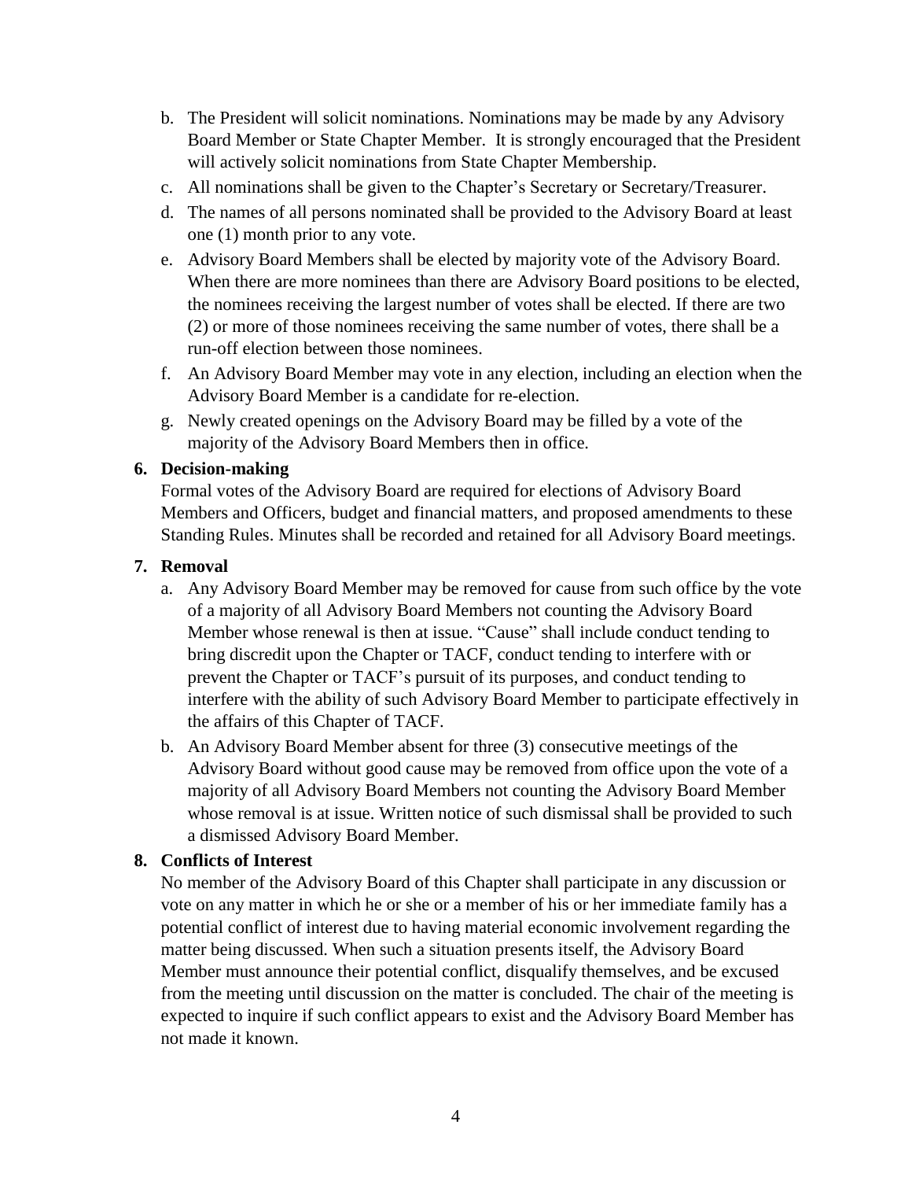b. The President will solicit nominations. Nominations may be made by any Advisory Board Member or State Chapter Member. It is strongly encouraged that the President will actively solicit nominations from State Chapter Membership.
c. All nominations shall be given to the Chapter's Secretary or Secretary/Treasurer.
d. The names of all persons nominated shall be provided to the Advisory Board at least one (1) month prior to any vote.
e. Advisory Board Members shall be elected by majority vote of the Advisory Board. When there are more nominees than there are Advisory Board positions to be elected, the nominees receiving the largest number of votes shall be elected. If there are two (2) or more of those nominees receiving the same number of votes, there shall be a run-off election between those nominees.
f. An Advisory Board Member may vote in any election, including an election when the Advisory Board Member is a candidate for re-election.
g. Newly created openings on the Advisory Board may be filled by a vote of the majority of the Advisory Board Members then in office.

**6. Decision-making**

Formal votes of the Advisory Board are required for elections of Advisory Board Members and Officers, budget and financial matters, and proposed amendments to these Standing Rules. Minutes shall be recorded and retained for all Advisory Board meetings.

**7. Removal**

a. Any Advisory Board Member may be removed for cause from such office by the vote of a majority of all Advisory Board Members not counting the Advisory Board Member whose renewal is then at issue. "Cause" shall include conduct tending to bring discredit upon the Chapter or TACF, conduct tending to interfere with or prevent the Chapter or TACF's pursuit of its purposes, and conduct tending to interfere with the ability of such Advisory Board Member to participate effectively in the affairs of this Chapter of TACF.
b. An Advisory Board Member absent for three (3) consecutive meetings of the Advisory Board without good cause may be removed from office upon the vote of a majority of all Advisory Board Members not counting the Advisory Board Member whose removal is at issue. Written notice of such dismissal shall be provided to such a dismissed Advisory Board Member.

**8. Conflicts of Interest**

No member of the Advisory Board of this Chapter shall participate in any discussion or vote on any matter in which he or she or a member of his or her immediate family has a potential conflict of interest due to having material economic involvement regarding the matter being discussed. When such a situation presents itself, the Advisory Board Member must announce their potential conflict, disqualify themselves, and be excused from the meeting until discussion on the matter is concluded. The chair of the meeting is expected to inquire if such conflict appears to exist and the Advisory Board Member has not made it known.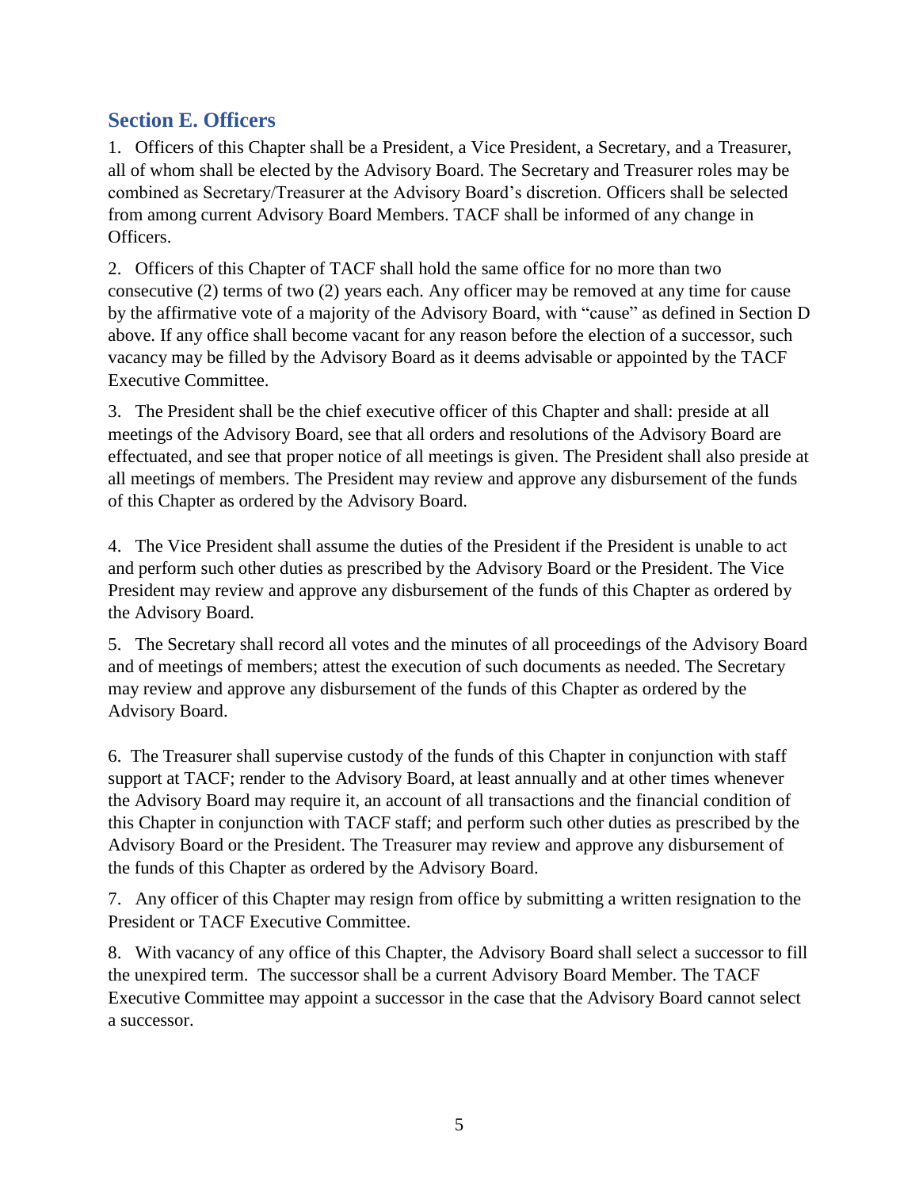## Section E. Officers

1. Officers of this Chapter shall be a President, a Vice President, a Secretary, and a Treasurer, all of whom shall be elected by the Advisory Board. The Secretary and Treasurer roles may be combined as Secretary/Treasurer at the Advisory Board's discretion. Officers shall be selected from among current Advisory Board Members. TACF shall be informed of any change in Officers.

2. Officers of this Chapter of TACF shall hold the same office for no more than two consecutive (2) terms of two (2) years each. Any officer may be removed at any time for cause by the affirmative vote of a majority of the Advisory Board, with "cause" as defined in Section D above. If any office shall become vacant for any reason before the election of a successor, such vacancy may be filled by the Advisory Board as it deems advisable or appointed by the TACF Executive Committee.

3. The President shall be the chief executive officer of this Chapter and shall: preside at all meetings of the Advisory Board, see that all orders and resolutions of the Advisory Board are effectuated, and see that proper notice of all meetings is given. The President shall also preside at all meetings of members. The President may review and approve any disbursement of the funds of this Chapter as ordered by the Advisory Board.

4. The Vice President shall assume the duties of the President if the President is unable to act and perform such other duties as prescribed by the Advisory Board or the President. The Vice President may review and approve any disbursement of the funds of this Chapter as ordered by the Advisory Board.

5. The Secretary shall record all votes and the minutes of all proceedings of the Advisory Board and of meetings of members; attest the execution of such documents as needed. The Secretary may review and approve any disbursement of the funds of this Chapter as ordered by the Advisory Board.

6. The Treasurer shall supervise custody of the funds of this Chapter in conjunction with staff support at TACF; render to the Advisory Board, at least annually and at other times whenever the Advisory Board may require it, an account of all transactions and the financial condition of this Chapter in conjunction with TACF staff; and perform such other duties as prescribed by the Advisory Board or the President. The Treasurer may review and approve any disbursement of the funds of this Chapter as ordered by the Advisory Board.

7. Any officer of this Chapter may resign from office by submitting a written resignation to the President or TACF Executive Committee.

8. With vacancy of any office of this Chapter, the Advisory Board shall select a successor to fill the unexpired term. The successor shall be a current Advisory Board Member. The TACF Executive Committee may appoint a successor in the case that the Advisory Board cannot select a successor.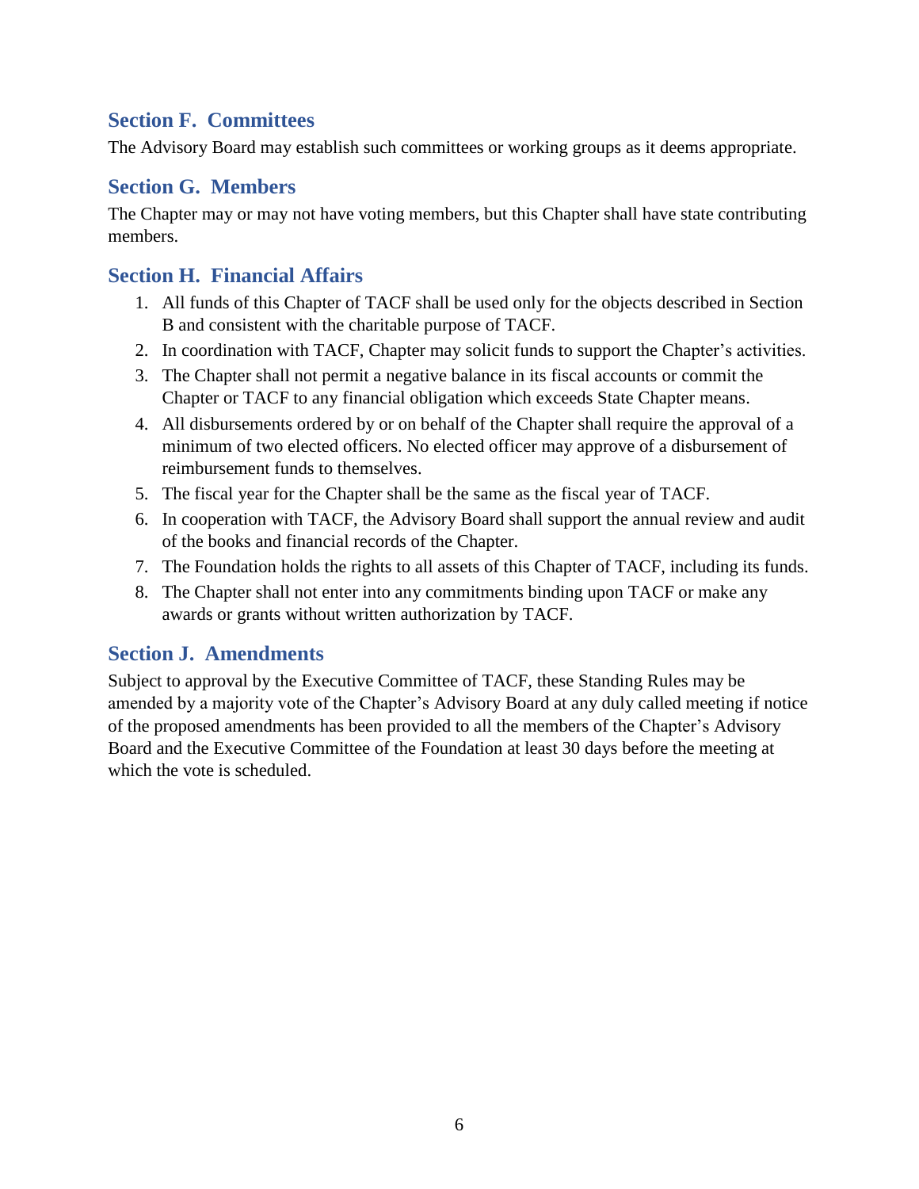## Section F. Committees

The Advisory Board may establish such committees or working groups as it deems appropriate.

## Section G. Members

The Chapter may or may not have voting members, but this Chapter shall have state contributing members.

## Section H. Financial Affairs

1. All funds of this Chapter of TACF shall be used only for the objects described in Section B and consistent with the charitable purpose of TACF.
2. In coordination with TACF, Chapter may solicit funds to support the Chapter's activities.
3. The Chapter shall not permit a negative balance in its fiscal accounts or commit the Chapter or TACF to any financial obligation which exceeds State Chapter means.
4. All disbursements ordered by or on behalf of the Chapter shall require the approval of a minimum of two elected officers. No elected officer may approve of a disbursement of reimbursement funds to themselves.
5. The fiscal year for the Chapter shall be the same as the fiscal year of TACF.
6. In cooperation with TACF, the Advisory Board shall support the annual review and audit of the books and financial records of the Chapter.
7. The Foundation holds the rights to all assets of this Chapter of TACF, including its funds.
8. The Chapter shall not enter into any commitments binding upon TACF or make any awards or grants without written authorization by TACF.

## Section J. Amendments

Subject to approval by the Executive Committee of TACF, these Standing Rules may be amended by a majority vote of the Chapter's Advisory Board at any duly called meeting if notice of the proposed amendments has been provided to all the members of the Chapter's Advisory Board and the Executive Committee of the Foundation at least 30 days before the meeting at which the vote is scheduled.